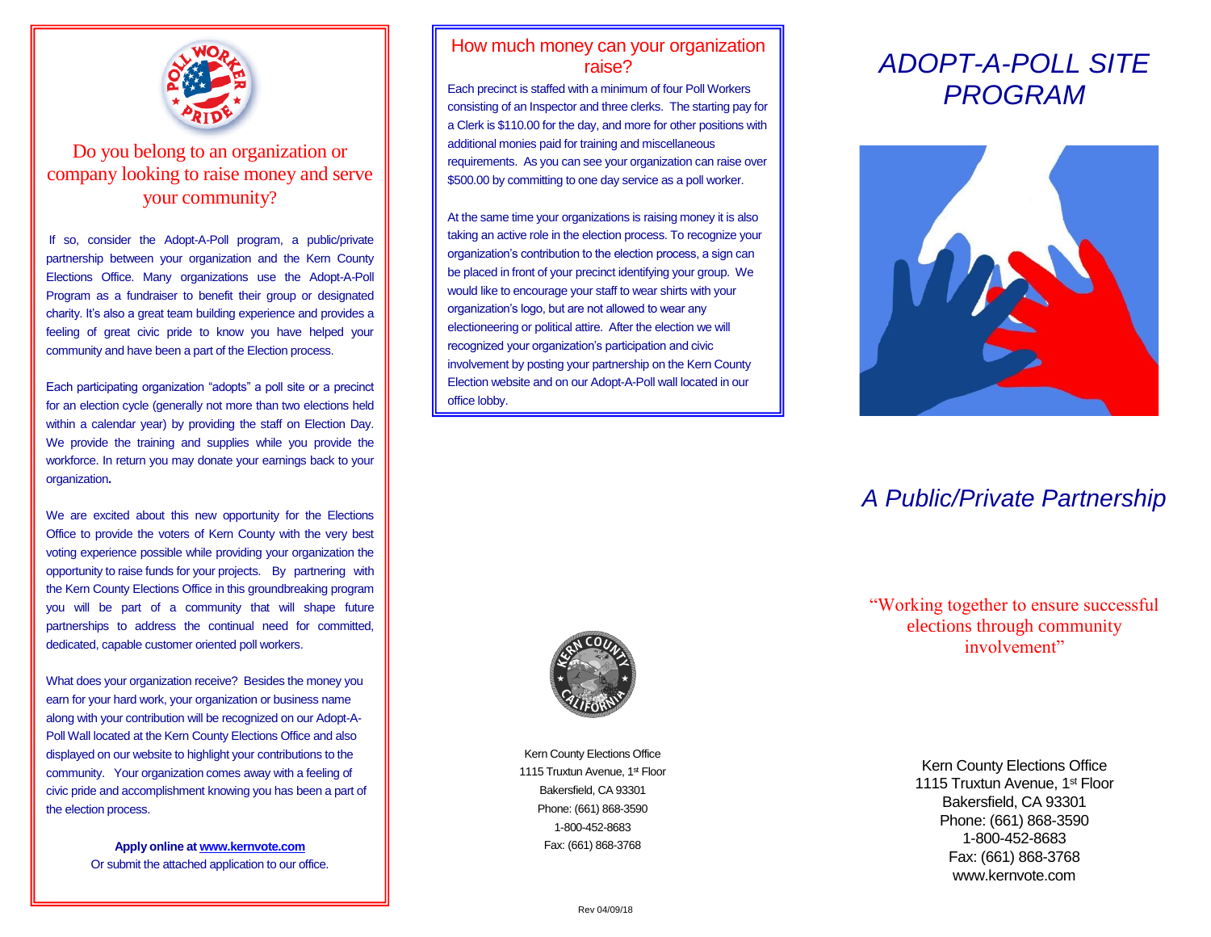# Do you belong to an organization or company looking to raise money and serve your community?

If so, consider the Adopt-A-Poll program, a public/private partnership between your organization and the Kern County Elections Office. Many organizations use the Adopt-A-Poll Program as a fundraiser to benefit their group or designated charity. It's also a great team building experience and provides a feeling of great civic pride to know you have helped your community and have been a part of the Election process.

Each participating organization "adopts" a poll site or a precinct for an election cycle (generally not more than two elections held within a calendar year) by providing the staff on Election Day. We provide the training and supplies while you provide the workforce. In return you may donate your earnings back to your organization.

We are excited about this new opportunity for the Elections Office to provide the voters of Kern County with the very best voting experience possible while providing your organization the opportunity to raise funds for your projects. By partnering with the Kern County Elections Office in this groundbreaking program you will be part of a community that will shape future partnerships to address the continual need for committed, dedicated, capable customer oriented poll workers.

What does your organization receive? Besides the money you earn for your hard work, your organization or business name along with your contribution will be recognized on our Adopt-A-Poll Wall located at the Kern County Elections Office and also displayed on our website to highlight your contributions to the community. Your organization comes away with a feeling of civic pride and accomplishment knowing you has been a part of the election process.

**Apply online at [www.kernvote.com](http://www.kernvote.com)**
Or submit the attached application to our office.

## How much money can your organization raise?

Each precinct is staffed with a minimum of four Poll Workers consisting of an Inspector and three clerks. The starting pay for a Clerk is $110.00 for the day, and more for other positions with additional monies paid for training and miscellaneous requirements. As you can see your organization can raise over $500.00 by committing to one day service as a poll worker.

At the same time your organizations is raising money it is also taking an active role in the election process. To recognize your organization's contribution to the election process, a sign can be placed in front of your precinct identifying your group. We would like to encourage your staff to wear shirts with your organization's logo, but are not allowed to wear any electioneering or political attire. After the election we will recognized your organization's participation and civic involvement by posting your partnership on the Kern County Election website and on our Adopt-A-Poll wall located in our office lobby.

Kern County Elections Office
1115 Truxtun Avenue, 1st Floor
Bakersfield, CA 93301
Phone: (661) 868-3590
1-800-452-8683
Fax: (661) 868-3768

Rev 04/09/18

# *ADOPT-A-POLL SITE PROGRAM*

## *A Public/Private Partnership*

"Working together to ensure successful elections through community involvement"

Kern County Elections Office
1115 Truxtun Avenue, 1st Floor
Bakersfield, CA 93301
Phone: (661) 868-3590
1-800-452-8683
Fax: (661) 868-3768
www.kernvote.com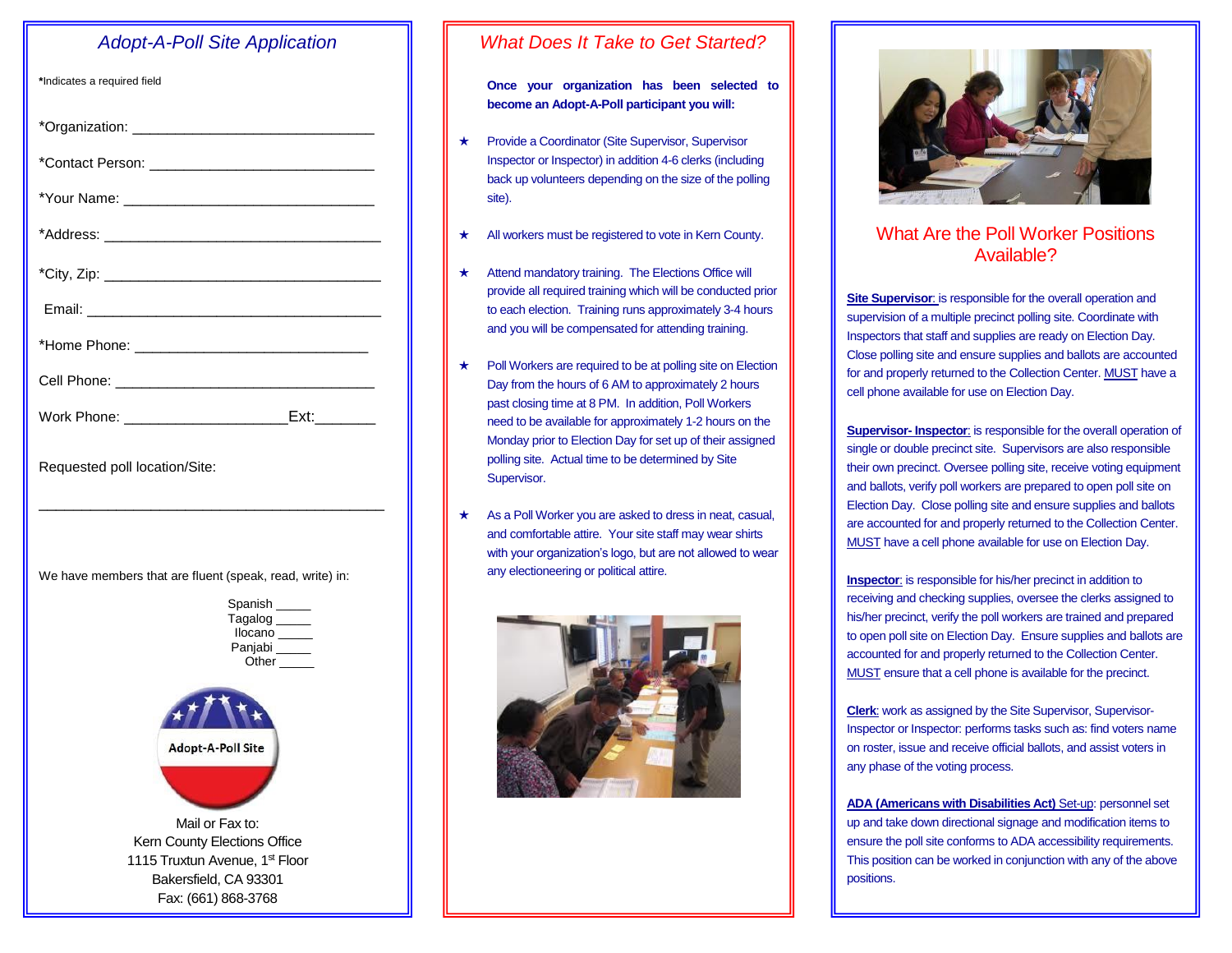## Adopt-A-Poll Site Application

**\***Indicates a required field

*Organization: ______________________________

*Contact Person: ____________________________

*Your Name: _______________________________

*Address: __________________________________

*City, Zip: _________________________________

Email: ____________________________________

*Home Phone: ____________________________

Cell Phone: _______________________________

Work Phone: ___________________Ext:_______

Requested poll location/Site:

___________________________________________

We have members that are fluent (speak, read, write) in:

Spanish _____
Tagalog _____
Ilocano _____
Panjabi _____
Other _____

Adopt-A-Poll Site

Mail or Fax to:
Kern County Elections Office
1115 Truxtun Avenue, 1st Floor
Bakersfield, CA 93301
Fax: (661) 868-3768

## What Does It Take to Get Started?

**Once your organization has been selected to become an Adopt-A-Poll participant you will:**

- ★ Provide a Coordinator (Site Supervisor, Supervisor Inspector or Inspector) in addition 4-6 clerks (including back up volunteers depending on the size of the polling site).
- ★ All workers must be registered to vote in Kern County.
- ★ Attend mandatory training. The Elections Office will provide all required training which will be conducted prior to each election. Training runs approximately 3-4 hours and you will be compensated for attending training.
- ★ Poll Workers are required to be at polling site on Election Day from the hours of 6 AM to approximately 2 hours past closing time at 8 PM. In addition, Poll Workers need to be available for approximately 1-2 hours on the Monday prior to Election Day for set up of their assigned polling site. Actual time to be determined by Site Supervisor.
- ★ As a Poll Worker you are asked to dress in neat, casual, and comfortable attire. Your site staff may wear shirts with your organization's logo, but are not allowed to wear any electioneering or political attire.

## What Are the Poll Worker Positions Available?

**Site Supervisor**: is responsible for the overall operation and supervision of a multiple precinct polling site. Coordinate with Inspectors that staff and supplies are ready on Election Day. Close polling site and ensure supplies and ballots are accounted for and properly returned to the Collection Center. MUST have a cell phone available for use on Election Day.

**Supervisor- Inspector**: is responsible for the overall operation of single or double precinct site. Supervisors are also responsible their own precinct. Oversee polling site, receive voting equipment and ballots, verify poll workers are prepared to open poll site on Election Day. Close polling site and ensure supplies and ballots are accounted for and properly returned to the Collection Center. MUST have a cell phone available for use on Election Day.

**Inspector**: is responsible for his/her precinct in addition to receiving and checking supplies, oversee the clerks assigned to his/her precinct, verify the poll workers are trained and prepared to open poll site on Election Day. Ensure supplies and ballots are accounted for and properly returned to the Collection Center. MUST ensure that a cell phone is available for the precinct.

**Clerk**: work as assigned by the Site Supervisor, Supervisor-Inspector or Inspector: performs tasks such as: find voters name on roster, issue and receive official ballots, and assist voters in any phase of the voting process.

**ADA (Americans with Disabilities Act)** Set-up: personnel set up and take down directional signage and modification items to ensure the poll site conforms to ADA accessibility requirements. This position can be worked in conjunction with any of the above positions.